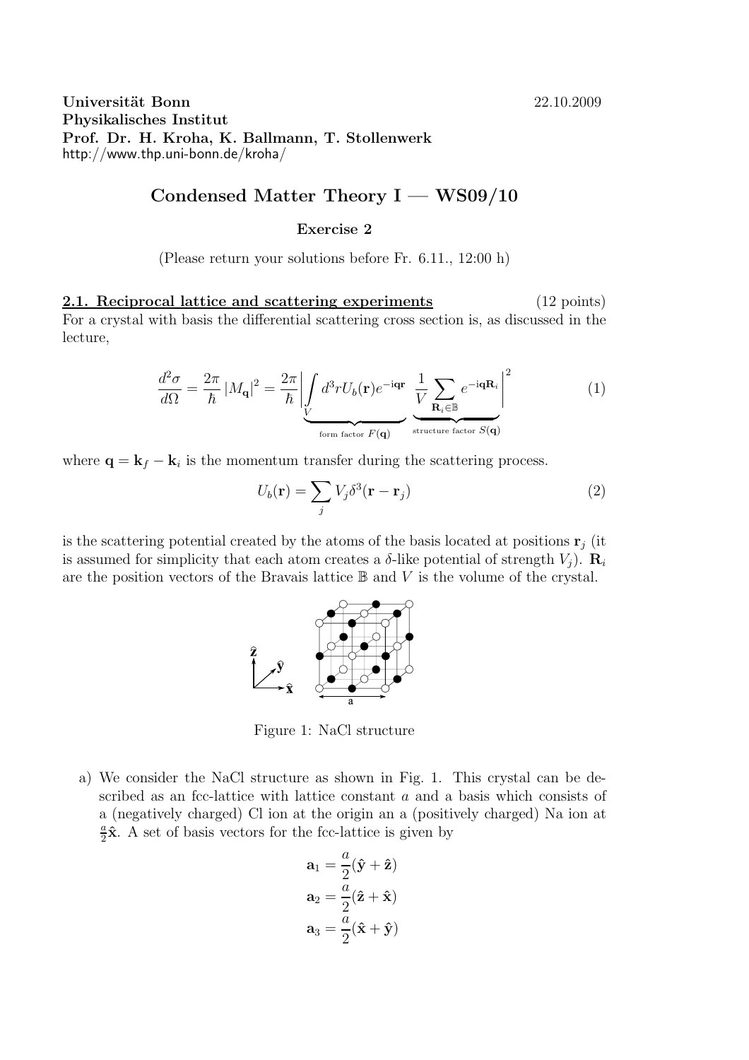**Universität Bonn** 22.10.2009
**Physikalisches Institut**
**Prof. Dr. H. Kroha, K. Ballmann, T. Stollenwerk**
http://www.thp.uni-bonn.de/kroha/

# Condensed Matter Theory I — WS09/10

## Exercise 2

(Please return your solutions before Fr. 6.11., 12:00 h)

### 2.1. Reciprocal lattice and scattering experiments (12 points)

For a crystal with basis the differential scattering cross section is, as discussed in the lecture,

$$\frac{d^2\sigma}{d\Omega} = \frac{2\pi}{\hbar}|M_{\mathbf{q}}|^2 = \frac{2\pi}{\hbar}\left|\underbrace{\int_V d^3r U_b(\mathbf{r})e^{-\mathrm{i}\mathbf{q}\mathbf{r}}}_{\text{form factor } F(\mathbf{q})} \underbrace{\frac{1}{V}\sum_{\mathbf{R}_i \in \mathbb{B}} e^{-\mathrm{i}\mathbf{q}\mathbf{R}_i}}_{\text{structure factor } S(\mathbf{q})}\right|^2 \tag{1}$$

where $\mathbf{q} = \mathbf{k}_f - \mathbf{k}_i$ is the momentum transfer during the scattering process.

$$U_b(\mathbf{r}) = \sum_j V_j \delta^3(\mathbf{r} - \mathbf{r}_j) \tag{2}$$

is the scattering potential created by the atoms of the basis located at positions $\mathbf{r}_j$ (it is assumed for simplicity that each atom creates a $\delta$-like potential of strength $V_j$). $\mathbf{R}_i$ are the position vectors of the Bravais lattice $\mathbb{B}$ and $V$ is the volume of the crystal.

Figure 1: NaCl structure

a) We consider the NaCl structure as shown in Fig. 1. This crystal can be described as an fcc-lattice with lattice constant $a$ and a basis which consists of a (negatively charged) Cl ion at the origin an a (positively charged) Na ion at $\frac{a}{2}\hat{\mathbf{x}}$. A set of basis vectors for the fcc-lattice is given by

$$\mathbf{a}_1 = \frac{a}{2}(\hat{\mathbf{y}} + \hat{\mathbf{z}})$$
$$\mathbf{a}_2 = \frac{a}{2}(\hat{\mathbf{z}} + \hat{\mathbf{x}})$$
$$\mathbf{a}_3 = \frac{a}{2}(\hat{\mathbf{x}} + \hat{\mathbf{y}})$$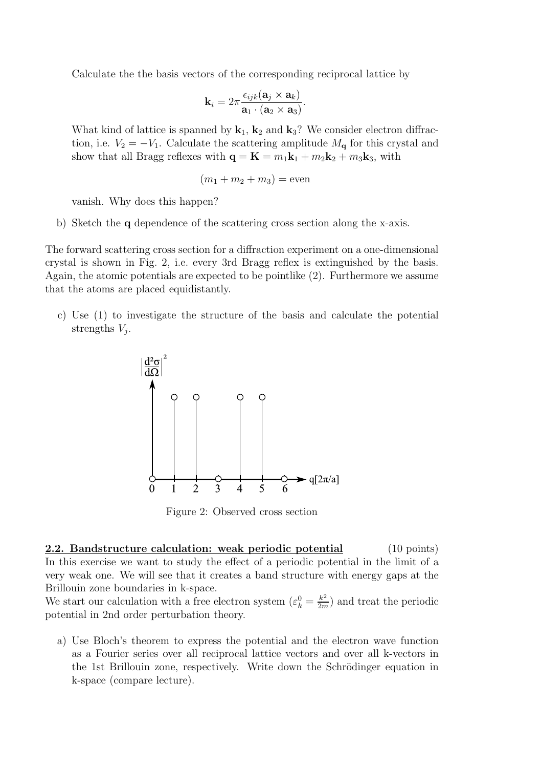Calculate the the basis vectors of the corresponding reciprocal lattice by

$$\mathbf{k}_i = 2\pi \frac{\epsilon_{ijk}(\mathbf{a}_j \times \mathbf{a}_k)}{\mathbf{a}_1 \cdot (\mathbf{a}_2 \times \mathbf{a}_3)}.$$

What kind of lattice is spanned by $\mathbf{k}_1$, $\mathbf{k}_2$ and $\mathbf{k}_3$? We consider electron diffraction, i.e. $V_2 = -V_1$. Calculate the scattering amplitude $M_\mathbf{q}$ for this crystal and show that all Bragg reflexes with $\mathbf{q} = \mathbf{K} = m_1\mathbf{k}_1 + m_2\mathbf{k}_2 + m_3\mathbf{k}_3$, with

$$(m_1 + m_2 + m_3) = \text{even}$$

vanish. Why does this happen?

b) Sketch the $\mathbf{q}$ dependence of the scattering cross section along the x-axis.

The forward scattering cross section for a diffraction experiment on a one-dimensional crystal is shown in Fig. 2, i.e. every 3rd Bragg reflex is extinguished by the basis. Again, the atomic potentials are expected to be pointlike (2). Furthermore we assume that the atoms are placed equidistantly.

c) Use (1) to investigate the structure of the basis and calculate the potential strengths $V_j$.

Figure 2: Observed cross section

**2.2. Bandstructure calculation: weak periodic potential** (10 points)

In this exercise we want to study the effect of a periodic potential in the limit of a very weak one. We will see that it creates a band structure with energy gaps at the Brillouin zone boundaries in k-space.

We start our calculation with a free electron system ($\varepsilon_k^0 = \frac{k^2}{2m}$) and treat the periodic potential in 2nd order perturbation theory.

a) Use Bloch's theorem to express the potential and the electron wave function as a Fourier series over all reciprocal lattice vectors and over all k-vectors in the 1st Brillouin zone, respectively. Write down the Schrödinger equation in k-space (compare lecture).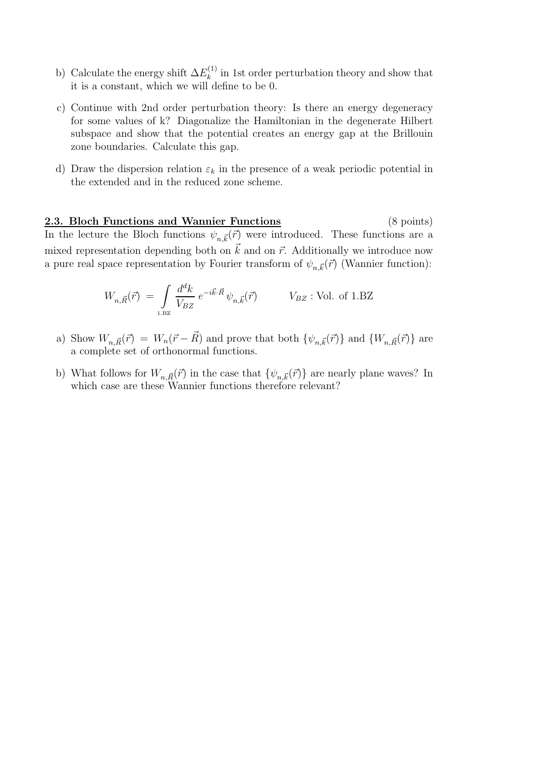b) Calculate the energy shift $\Delta E_k^{(1)}$ in 1st order perturbation theory and show that it is a constant, which we will define to be 0.

c) Continue with 2nd order perturbation theory: Is there an energy degeneracy for some values of k? Diagonalize the Hamiltonian in the degenerate Hilbert subspace and show that the potential creates an energy gap at the Brillouin zone boundaries. Calculate this gap.

d) Draw the dispersion relation $\varepsilon_k$ in the presence of a weak periodic potential in the extended and in the reduced zone scheme.

**2.3. Bloch Functions and Wannier Functions** (8 points)

In the lecture the Bloch functions $\psi_{n,\vec{k}}(\vec{r})$ were introduced. These functions are a mixed representation depending both on $\vec{k}$ and on $\vec{r}$. Additionally we introduce now a pure real space representation by Fourier transform of $\psi_{n,\vec{k}}(\vec{r})$ (Wannier function):

$$W_{n,\vec{R}}(\vec{r}) = \int_{1.\mathrm{BZ}} \frac{d^dk}{V_{BZ}} \, e^{-i\vec{k}\cdot\vec{R}} \, \psi_{n,\vec{k}}(\vec{r}) \qquad V_{BZ} : \text{Vol. of 1.BZ}$$

a) Show $W_{n,\vec{R}}(\vec{r}) = W_n(\vec{r} - \vec{R})$ and prove that both $\{\psi_{n,\vec{k}}(\vec{r})\}$ and $\{W_{n,\vec{R}}(\vec{r})\}$ are a complete set of orthonormal functions.

b) What follows for $W_{n,\vec{R}}(\vec{r})$ in the case that $\{\psi_{n,\vec{k}}(\vec{r})\}$ are nearly plane waves? In which case are these Wannier functions therefore relevant?